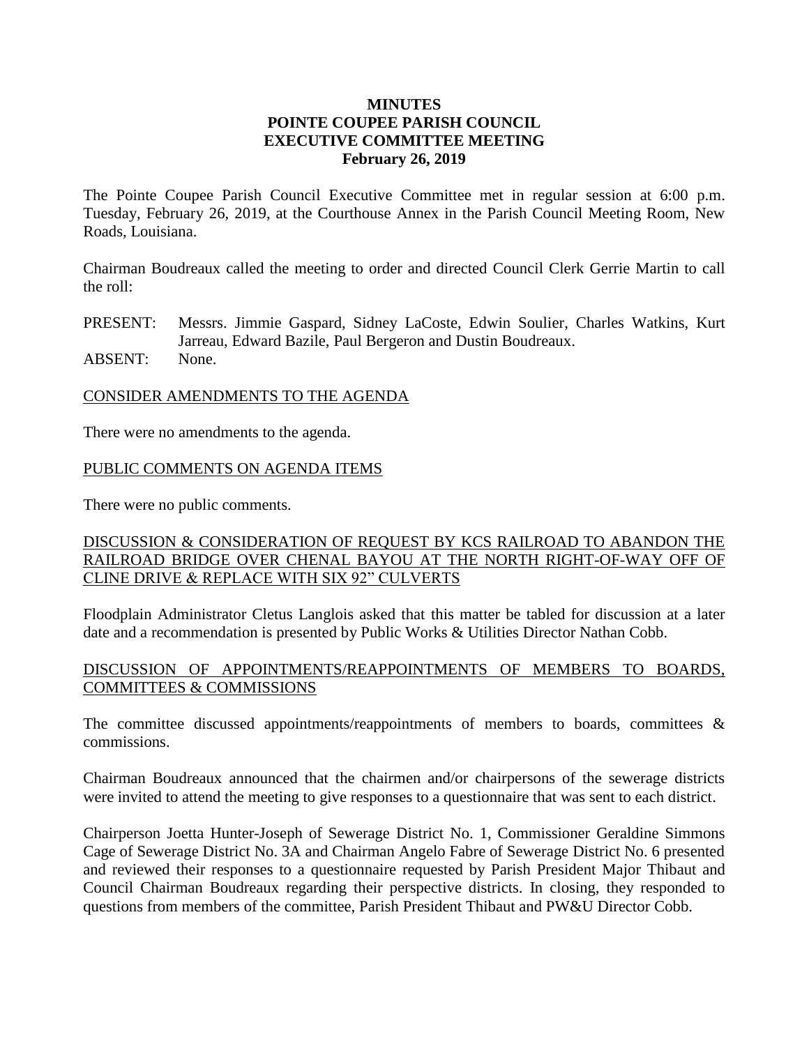**MINUTES**
**POINTE COUPEE PARISH COUNCIL**
**EXECUTIVE COMMITTEE MEETING**
**February 26, 2019**

The Pointe Coupee Parish Council Executive Committee met in regular session at 6:00 p.m. Tuesday, February 26, 2019, at the Courthouse Annex in the Parish Council Meeting Room, New Roads, Louisiana.

Chairman Boudreaux called the meeting to order and directed Council Clerk Gerrie Martin to call the roll:

PRESENT: Messrs. Jimmie Gaspard, Sidney LaCoste, Edwin Soulier, Charles Watkins, Kurt Jarreau, Edward Bazile, Paul Bergeron and Dustin Boudreaux.
ABSENT: None.

<u>CONSIDER AMENDMENTS TO THE AGENDA</u>

There were no amendments to the agenda.

<u>PUBLIC COMMENTS ON AGENDA ITEMS</u>

There were no public comments.

<u>DISCUSSION & CONSIDERATION OF REQUEST BY KCS RAILROAD TO ABANDON THE RAILROAD BRIDGE OVER CHENAL BAYOU AT THE NORTH RIGHT-OF-WAY OFF OF CLINE DRIVE & REPLACE WITH SIX 92" CULVERTS</u>

Floodplain Administrator Cletus Langlois asked that this matter be tabled for discussion at a later date and a recommendation is presented by Public Works & Utilities Director Nathan Cobb.

<u>DISCUSSION OF APPOINTMENTS/REAPPOINTMENTS OF MEMBERS TO BOARDS, COMMITTEES & COMMISSIONS</u>

The committee discussed appointments/reappointments of members to boards, committees & commissions.

Chairman Boudreaux announced that the chairmen and/or chairpersons of the sewerage districts were invited to attend the meeting to give responses to a questionnaire that was sent to each district.

Chairperson Joetta Hunter-Joseph of Sewerage District No. 1, Commissioner Geraldine Simmons Cage of Sewerage District No. 3A and Chairman Angelo Fabre of Sewerage District No. 6 presented and reviewed their responses to a questionnaire requested by Parish President Major Thibaut and Council Chairman Boudreaux regarding their perspective districts. In closing, they responded to questions from members of the committee, Parish President Thibaut and PW&U Director Cobb.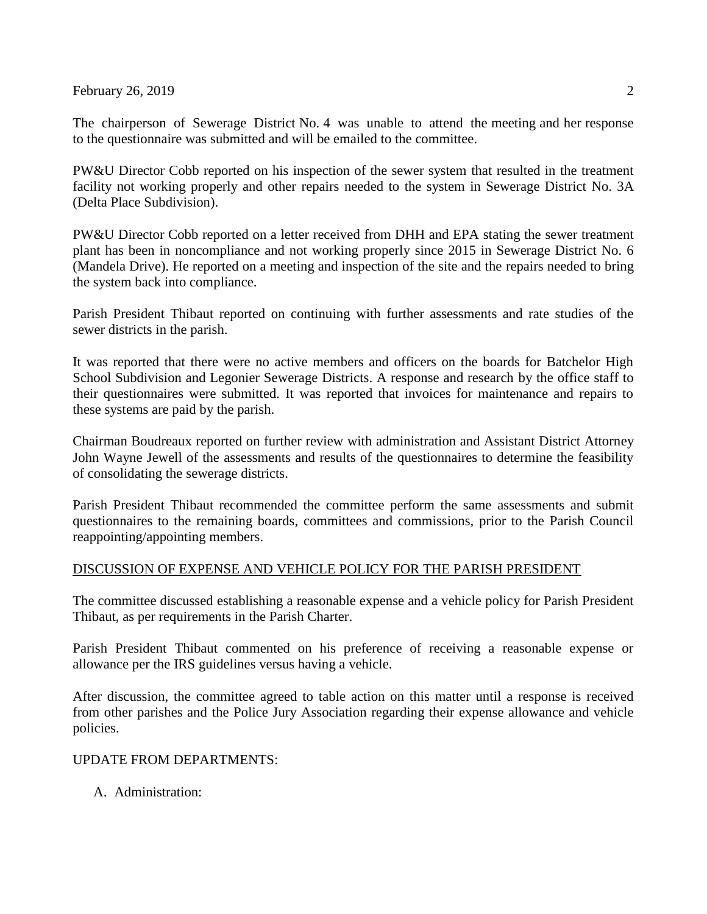The chairperson of Sewerage District No. 4 was unable to attend the meeting and her response to the questionnaire was submitted and will be emailed to the committee.

PW&U Director Cobb reported on his inspection of the sewer system that resulted in the treatment facility not working properly and other repairs needed to the system in Sewerage District No. 3A (Delta Place Subdivision).

PW&U Director Cobb reported on a letter received from DHH and EPA stating the sewer treatment plant has been in noncompliance and not working properly since 2015 in Sewerage District No. 6 (Mandela Drive). He reported on a meeting and inspection of the site and the repairs needed to bring the system back into compliance.

Parish President Thibaut reported on continuing with further assessments and rate studies of the sewer districts in the parish.

It was reported that there were no active members and officers on the boards for Batchelor High School Subdivision and Legonier Sewerage Districts. A response and research by the office staff to their questionnaires were submitted. It was reported that invoices for maintenance and repairs to these systems are paid by the parish.

Chairman Boudreaux reported on further review with administration and Assistant District Attorney John Wayne Jewell of the assessments and results of the questionnaires to determine the feasibility of consolidating the sewerage districts.

Parish President Thibaut recommended the committee perform the same assessments and submit questionnaires to the remaining boards, committees and commissions, prior to the Parish Council reappointing/appointing members.

## DISCUSSION OF EXPENSE AND VEHICLE POLICY FOR THE PARISH PRESIDENT

The committee discussed establishing a reasonable expense and a vehicle policy for Parish President Thibaut, as per requirements in the Parish Charter.

Parish President Thibaut commented on his preference of receiving a reasonable expense or allowance per the IRS guidelines versus having a vehicle.

After discussion, the committee agreed to table action on this matter until a response is received from other parishes and the Police Jury Association regarding their expense allowance and vehicle policies.

## UPDATE FROM DEPARTMENTS:

A. Administration: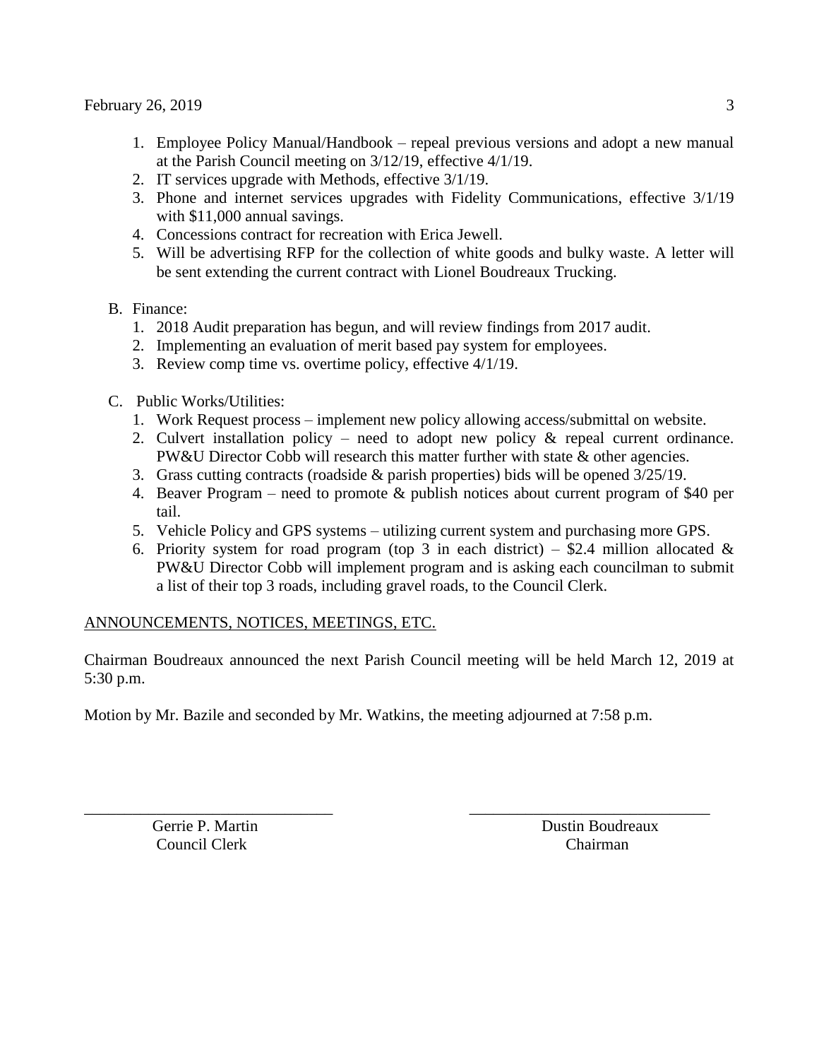1. Employee Policy Manual/Handbook – repeal previous versions and adopt a new manual at the Parish Council meeting on 3/12/19, effective 4/1/19.
2. IT services upgrade with Methods, effective 3/1/19.
3. Phone and internet services upgrades with Fidelity Communications, effective 3/1/19 with $11,000 annual savings.
4. Concessions contract for recreation with Erica Jewell.
5. Will be advertising RFP for the collection of white goods and bulky waste. A letter will be sent extending the current contract with Lionel Boudreaux Trucking.

B. Finance:

1. 2018 Audit preparation has begun, and will review findings from 2017 audit.
2. Implementing an evaluation of merit based pay system for employees.
3. Review comp time vs. overtime policy, effective 4/1/19.

C. Public Works/Utilities:

1. Work Request process – implement new policy allowing access/submittal on website.
2. Culvert installation policy – need to adopt new policy & repeal current ordinance. PW&U Director Cobb will research this matter further with state & other agencies.
3. Grass cutting contracts (roadside & parish properties) bids will be opened 3/25/19.
4. Beaver Program – need to promote & publish notices about current program of $40 per tail.
5. Vehicle Policy and GPS systems – utilizing current system and purchasing more GPS.
6. Priority system for road program (top 3 in each district) – $2.4 million allocated & PW&U Director Cobb will implement program and is asking each councilman to submit a list of their top 3 roads, including gravel roads, to the Council Clerk.

<u>ANNOUNCEMENTS, NOTICES, MEETINGS, ETC.</u>

Chairman Boudreaux announced the next Parish Council meeting will be held March 12, 2019 at 5:30 p.m.

Motion by Mr. Bazile and seconded by Mr. Watkins, the meeting adjourned at 7:58 p.m.

\_\_\_\_\_\_\_\_\_\_\_\_\_\_\_\_\_\_\_\_\_\_\_\_\_\_\_\_\_\_
Gerrie P. Martin
Council Clerk

\_\_\_\_\_\_\_\_\_\_\_\_\_\_\_\_\_\_\_\_\_\_\_\_\_\_\_\_\_\_
Dustin Boudreaux
Chairman